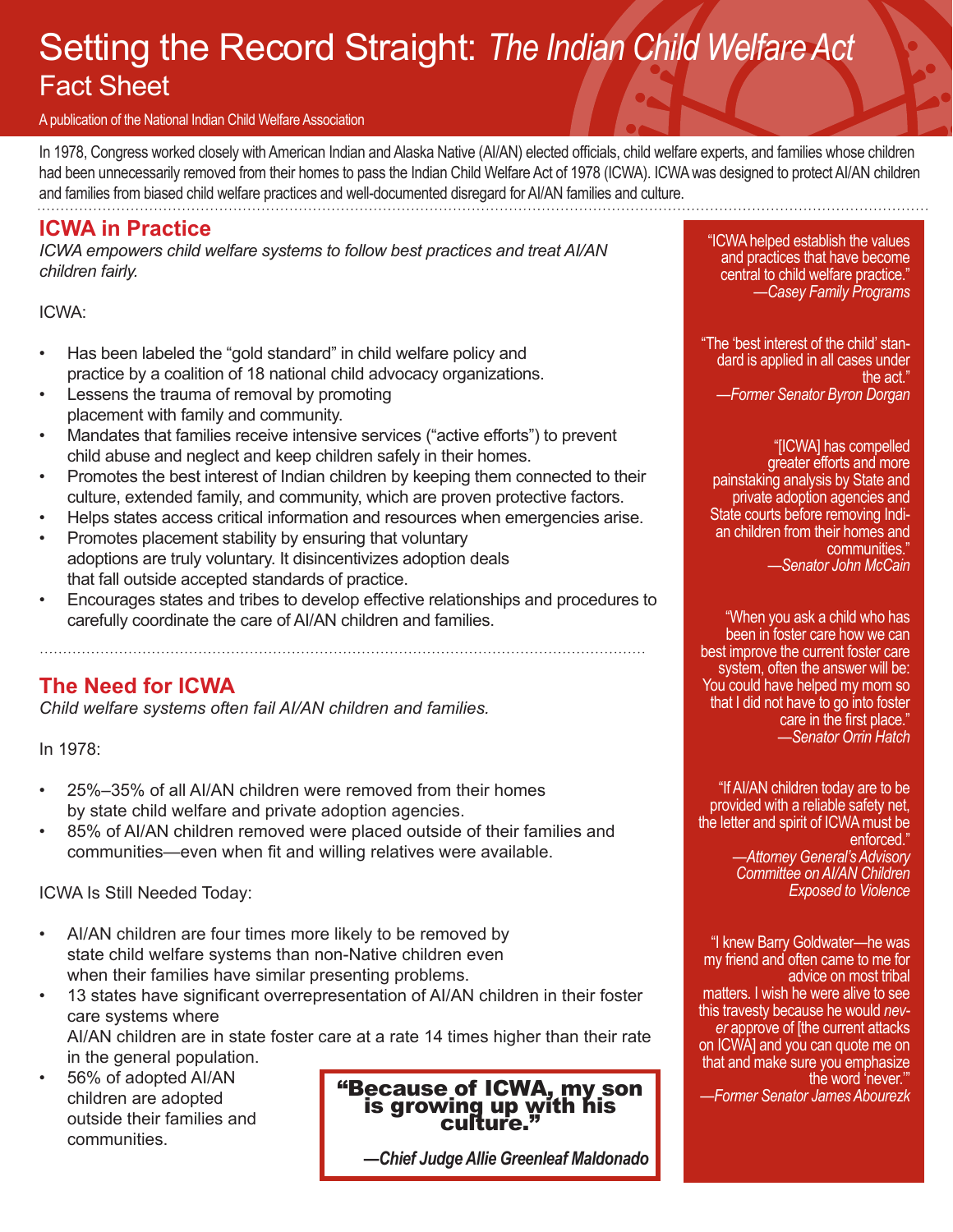# Setting the Record Straight: *The Indian Child Welfare Act*

## Fact Sheet

A publication of the National Indian Child Welfare Association

In 1978, Congress worked closely with American Indian and Alaska Native (AI/AN) elected officials, child welfare experts, and families whose children had been unnecessarily removed from their homes to pass the Indian Child Welfare Act of 1978 (ICWA). ICWA was designed to protect AI/AN children and families from biased child welfare practices and well-documented disregard for AI/AN families and culture.

## ICWA in Practice

*ICWA empowers child welfare systems to follow best practices and treat AI/AN children fairly.*

ICWA:

- Has been labeled the "gold standard" in child welfare policy and practice by a coalition of 18 national child advocacy organizations.
- Lessens the trauma of removal by promoting placement with family and community.
- Mandates that families receive intensive services ("active efforts") to prevent child abuse and neglect and keep children safely in their homes.
- Promotes the best interest of Indian children by keeping them connected to their culture, extended family, and community, which are proven protective factors.
- Helps states access critical information and resources when emergencies arise.
- Promotes placement stability by ensuring that voluntary adoptions are truly voluntary. It disincentivizes adoption deals that fall outside accepted standards of practice.
- Encourages states and tribes to develop effective relationships and procedures to carefully coordinate the care of AI/AN children and families.

## The Need for ICWA

*Child welfare systems often fail AI/AN children and families.*

In 1978:

- 25%–35% of all AI/AN children were removed from their homes by state child welfare and private adoption agencies.
- 85% of AI/AN children removed were placed outside of their families and communities—even when fit and willing relatives were available.

ICWA Is Still Needed Today:

- AI/AN children are four times more likely to be removed by state child welfare systems than non-Native children even when their families have similar presenting problems.
- 13 states have significant overrepresentation of AI/AN children in their foster care systems where AI/AN children are in state foster care at a rate 14 times higher than their rate in the general population.
- 56% of adopted AI/AN children are adopted outside their families and communities.

> **"Because of ICWA, my son is growing up with his culture."**
>
> ***—Chief Judge Allie Greenleaf Maldonado***

"ICWA helped establish the values and practices that have become central to child welfare practice."
*—Casey Family Programs*

"The 'best interest of the child' standard is applied in all cases under the act."
*—Former Senator Byron Dorgan*

"[ICWA] has compelled greater efforts and more painstaking analysis by State and private adoption agencies and State courts before removing Indian children from their homes and communities."
*—Senator John McCain*

"When you ask a child who has been in foster care how we can best improve the current foster care system, often the answer will be: You could have helped my mom so that I did not have to go into foster care in the first place."
*—Senator Orrin Hatch*

"If AI/AN children today are to be provided with a reliable safety net, the letter and spirit of ICWA must be enforced."
*—Attorney General's Advisory Committee on AI/AN Children Exposed to Violence*

"I knew Barry Goldwater—he was my friend and often came to me for advice on most tribal matters. I wish he were alive to see this travesty because he would *never* approve of [the current attacks on ICWA] and you can quote me on that and make sure you emphasize the word 'never.'"
*—Former Senator James Abourezk*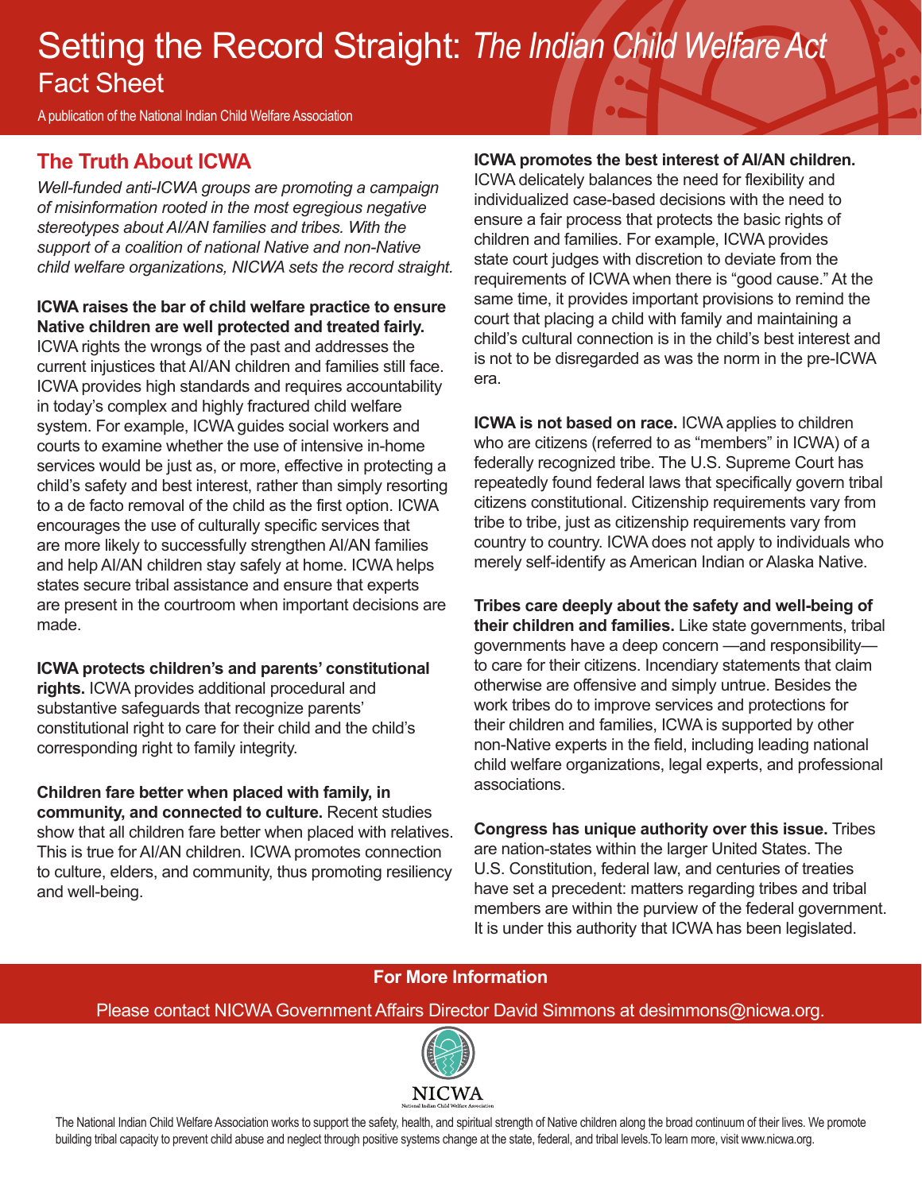# Setting the Record Straight: *The Indian Child Welfare Act*

## Fact Sheet

A publication of the National Indian Child Welfare Association

## The Truth About ICWA

*Well-funded anti-ICWA groups are promoting a campaign of misinformation rooted in the most egregious negative stereotypes about AI/AN families and tribes. With the support of a coalition of national Native and non-Native child welfare organizations, NICWA sets the record straight.*

**ICWA raises the bar of child welfare practice to ensure Native children are well protected and treated fairly.** ICWA rights the wrongs of the past and addresses the current injustices that AI/AN children and families still face. ICWA provides high standards and requires accountability in today's complex and highly fractured child welfare system. For example, ICWA guides social workers and courts to examine whether the use of intensive in-home services would be just as, or more, effective in protecting a child's safety and best interest, rather than simply resorting to a de facto removal of the child as the first option. ICWA encourages the use of culturally specific services that are more likely to successfully strengthen AI/AN families and help AI/AN children stay safely at home. ICWA helps states secure tribal assistance and ensure that experts are present in the courtroom when important decisions are made.

**ICWA protects children's and parents' constitutional rights.** ICWA provides additional procedural and substantive safeguards that recognize parents' constitutional right to care for their child and the child's corresponding right to family integrity.

**Children fare better when placed with family, in community, and connected to culture.** Recent studies show that all children fare better when placed with relatives. This is true for AI/AN children. ICWA promotes connection to culture, elders, and community, thus promoting resiliency and well-being.

**ICWA promotes the best interest of AI/AN children.** ICWA delicately balances the need for flexibility and individualized case-based decisions with the need to ensure a fair process that protects the basic rights of children and families. For example, ICWA provides state court judges with discretion to deviate from the requirements of ICWA when there is "good cause." At the same time, it provides important provisions to remind the court that placing a child with family and maintaining a child's cultural connection is in the child's best interest and is not to be disregarded as was the norm in the pre-ICWA era.

**ICWA is not based on race.** ICWA applies to children who are citizens (referred to as "members" in ICWA) of a federally recognized tribe. The U.S. Supreme Court has repeatedly found federal laws that specifically govern tribal citizens constitutional. Citizenship requirements vary from tribe to tribe, just as citizenship requirements vary from country to country. ICWA does not apply to individuals who merely self-identify as American Indian or Alaska Native.

**Tribes care deeply about the safety and well-being of their children and families.** Like state governments, tribal governments have a deep concern —and responsibility— to care for their citizens. Incendiary statements that claim otherwise are offensive and simply untrue. Besides the work tribes do to improve services and protections for their children and families, ICWA is supported by other non-Native experts in the field, including leading national child welfare organizations, legal experts, and professional associations.

**Congress has unique authority over this issue.** Tribes are nation-states within the larger United States. The U.S. Constitution, federal law, and centuries of treaties have set a precedent: matters regarding tribes and tribal members are within the purview of the federal government. It is under this authority that ICWA has been legislated.

**For More Information**

Please contact NICWA Government Affairs Director David Simmons at desimmons@nicwa.org.

NICWA

National Indian Child Welfare Association

The National Indian Child Welfare Association works to support the safety, health, and spiritual strength of Native children along the broad continuum of their lives. We promote building tribal capacity to prevent child abuse and neglect through positive systems change at the state, federal, and tribal levels.To learn more, visit www.nicwa.org.